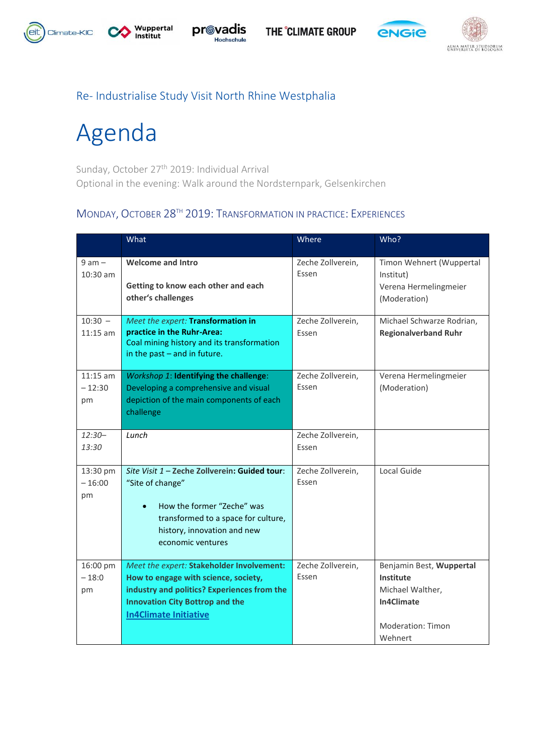Re- Industrialise Study Visit North Rhine Westphalia

# Agenda

Sunday, October 27th 2019: Individual Arrival
Optional in the evening: Walk around the Nordsternpark, Gelsenkirchen

## Monday, October 28th 2019: Transformation in practice: Experiences

| | What | Where | Who? |
|---|---|---|---|
| 9 am – 10:30 am | **Welcome and Intro**<br><br>**Getting to know each other and each other's challenges** | Zeche Zollverein, Essen | Timon Wehnert (Wuppertal Institut)<br>Verena Hermelingmeier (Moderation) |
| 10:30 – 11:15 am | *Meet the expert:* **Transformation in practice in the Ruhr-Area:**<br>Coal mining history and its transformation in the past – and in future. | Zeche Zollverein, Essen | Michael Schwarze Rodrian, **Regionalverband Ruhr** |
| 11:15 am – 12:30 pm | *Workshop 1*: **Identifying the challenge**: Developing a comprehensive and visual depiction of the main components of each challenge | Zeche Zollverein, Essen | Verena Hermelingmeier (Moderation) |
| *12:30–13:30* | *Lunch* | Zeche Zollverein, Essen | |
| 13:30 pm – 16:00 pm | *Site Visit 1 –* **Zeche Zollverein: Guided tour**: "Site of change"<br><br>• How the former "Zeche" was transformed to a space for culture, history, innovation and new economic ventures | Zeche Zollverein, Essen | Local Guide |
| 16:00 pm – 18:0 pm | *Meet the expert:* **Stakeholder Involvement: How to engage with science, society, industry and politics? Experiences from the Innovation City Bottrop and the In4Climate Initiative** | Zeche Zollverein, Essen | Benjamin Best, **Wuppertal Institute**<br>Michael Walther, **In4Climate**<br><br>Moderation: Timon Wehnert |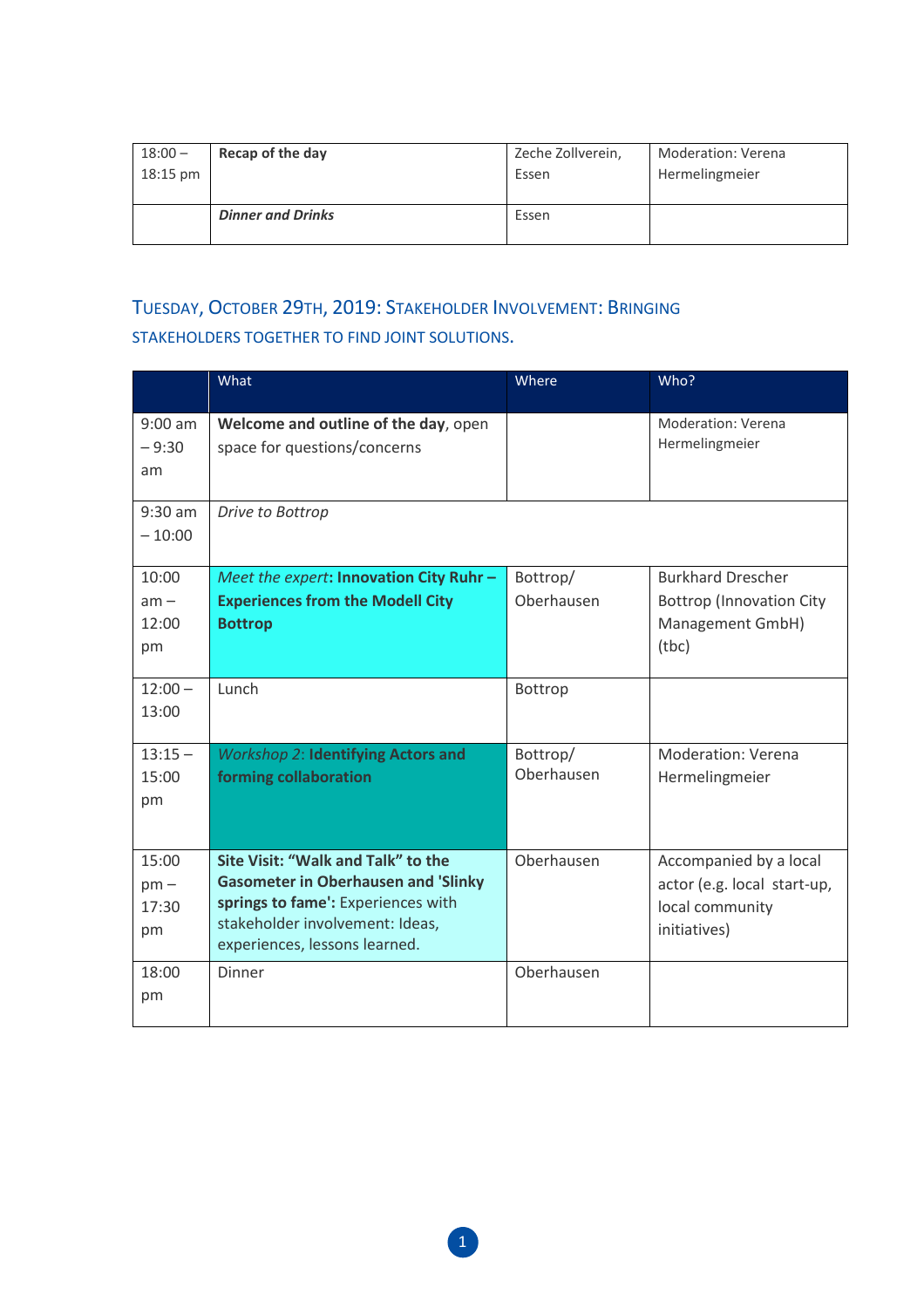| | | | |
|---|---|---|---|
| 18:00 – 18:15 pm | **Recap of the day** | Zeche Zollverein, Essen | Moderation: Verena Hermelingmeier |
| | ***Dinner and Drinks*** | Essen | |

## TUESDAY, OCTOBER 29TH, 2019: STAKEHOLDER INVOLVEMENT: BRINGING STAKEHOLDERS TOGETHER TO FIND JOINT SOLUTIONS.

| | What | Where | Who? |
|---|---|---|---|
| 9:00 am – 9:30 am | **Welcome and outline of the day**, open space for questions/concerns | | Moderation: Verena Hermelingmeier |
| 9:30 am – 10:00 | *Drive to Bottrop* | | |
| 10:00 am – 12:00 pm | *Meet the expert*: **Innovation City Ruhr – Experiences from the Modell City Bottrop** | Bottrop/ Oberhausen | Burkhard Drescher Bottrop (Innovation City Management GmbH) (tbc) |
| 12:00 – 13:00 | Lunch | Bottrop | |
| 13:15 – 15:00 pm | *Workshop 2*: **Identifying Actors and forming collaboration** | Bottrop/ Oberhausen | Moderation: Verena Hermelingmeier |
| 15:00 pm – 17:30 pm | **Site Visit: "Walk and Talk" to the Gasometer in Oberhausen and 'Slinky springs to fame':** Experiences with stakeholder involvement: Ideas, experiences, lessons learned. | Oberhausen | Accompanied by a local actor (e.g. local start-up, local community initiatives) |
| 18:00 pm | Dinner | Oberhausen | |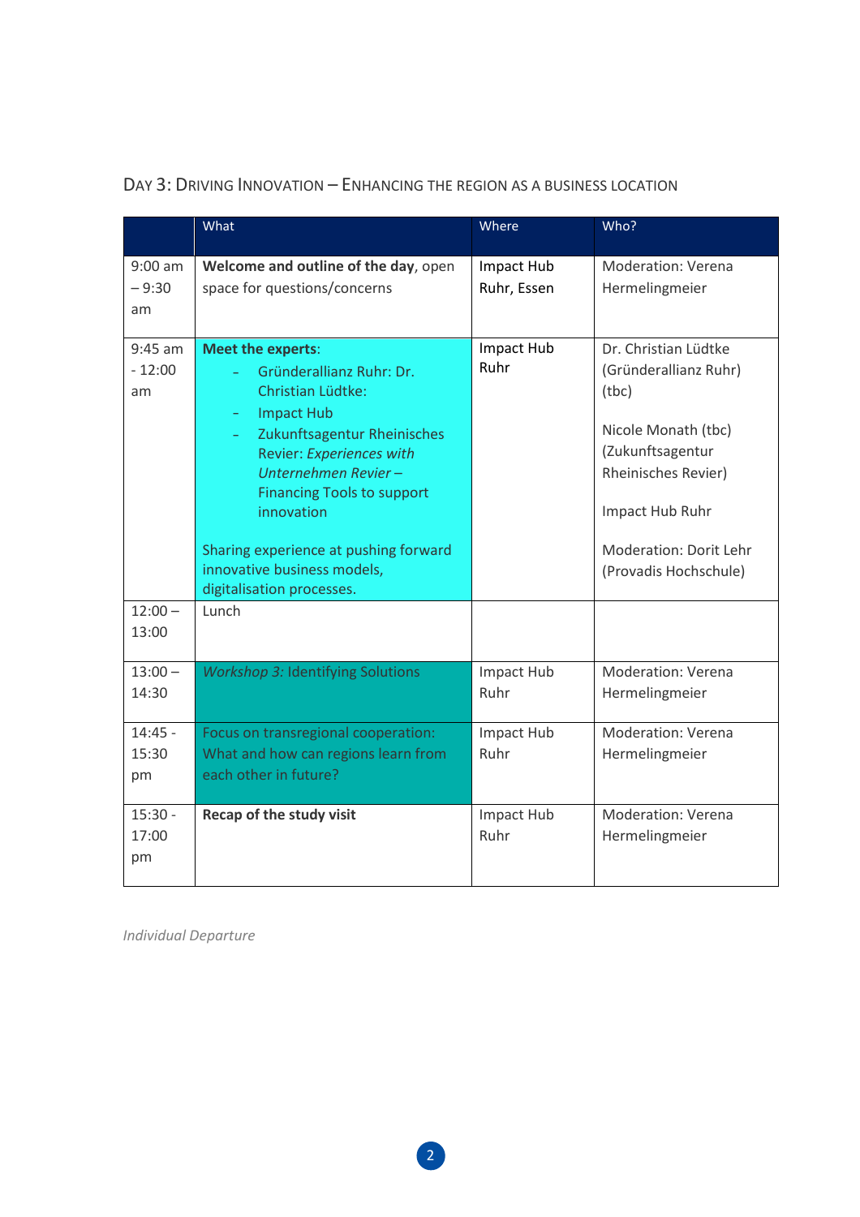## Day 3: Driving Innovation – Enhancing the Region as a Business Location

| | What | Where | Who? |
|---|---|---|---|
| 9:00 am – 9:30 am | **Welcome and outline of the day**, open space for questions/concerns | Impact Hub Ruhr, Essen | Moderation: Verena Hermelingmeier |
| 9:45 am - 12:00 am | **Meet the experts**:<br>- Gründerallianz Ruhr: Dr. Christian Lüdtke:<br>- Impact Hub<br>- Zukunftsagentur Rheinisches Revier: *Experiences with Unternehmen Revier* – Financing Tools to support innovation<br><br>Sharing experience at pushing forward innovative business models, digitalisation processes. | Impact Hub Ruhr | Dr. Christian Lüdtke (Gründerallianz Ruhr) (tbc)<br><br>Nicole Monath (tbc) (Zukunftsagentur Rheinisches Revier)<br><br>Impact Hub Ruhr<br><br>Moderation: Dorit Lehr (Provadis Hochschule) |
| 12:00 – 13:00 | Lunch | | |
| 13:00 – 14:30 | *Workshop 3:* Identifying Solutions | Impact Hub Ruhr | Moderation: Verena Hermelingmeier |
| 14:45 - 15:30 pm | Focus on transregional cooperation: What and how can regions learn from each other in future? | Impact Hub Ruhr | Moderation: Verena Hermelingmeier |
| 15:30 - 17:00 pm | **Recap of the study visit** | Impact Hub Ruhr | Moderation: Verena Hermelingmeier |

*Individual Departure*